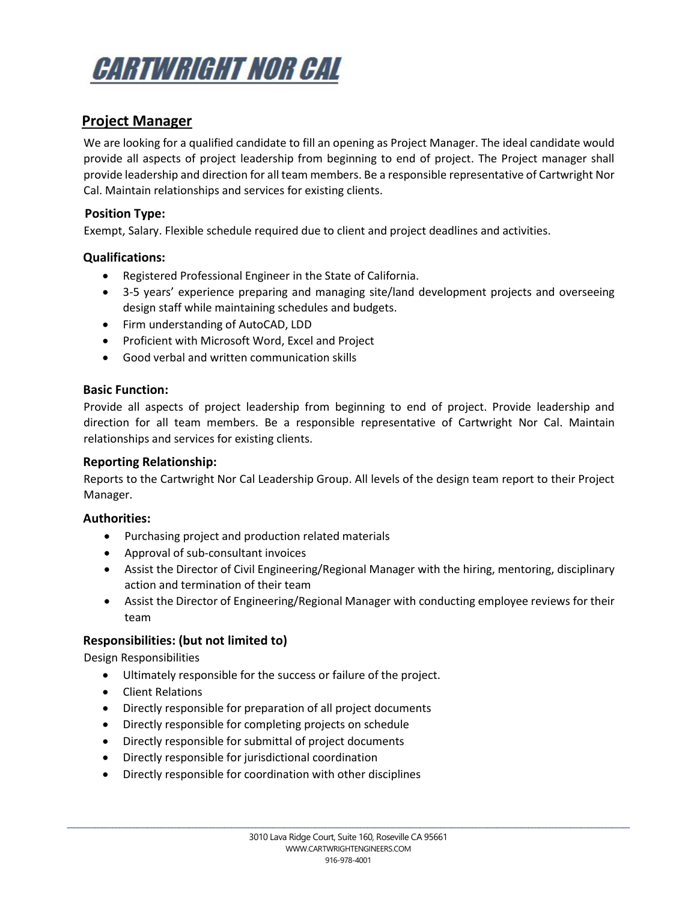# CARTWRIGHT NOR CAL

## Project Manager

We are looking for a qualified candidate to fill an opening as Project Manager. The ideal candidate would provide all aspects of project leadership from beginning to end of project. The Project manager shall provide leadership and direction for all team members. Be a responsible representative of Cartwright Nor Cal. Maintain relationships and services for existing clients.

### Position Type:

Exempt, Salary. Flexible schedule required due to client and project deadlines and activities.

### Qualifications:

- Registered Professional Engineer in the State of California.
- 3-5 years' experience preparing and managing site/land development projects and overseeing design staff while maintaining schedules and budgets.
- Firm understanding of AutoCAD, LDD
- Proficient with Microsoft Word, Excel and Project
- Good verbal and written communication skills

### Basic Function:

Provide all aspects of project leadership from beginning to end of project. Provide leadership and direction for all team members. Be a responsible representative of Cartwright Nor Cal. Maintain relationships and services for existing clients.

### Reporting Relationship:

Reports to the Cartwright Nor Cal Leadership Group. All levels of the design team report to their Project Manager.

### Authorities:

- Purchasing project and production related materials
- Approval of sub-consultant invoices
- Assist the Director of Civil Engineering/Regional Manager with the hiring, mentoring, disciplinary action and termination of their team
- Assist the Director of Engineering/Regional Manager with conducting employee reviews for their team

### Responsibilities: (but not limited to)

Design Responsibilities

- Ultimately responsible for the success or failure of the project.
- Client Relations
- Directly responsible for preparation of all project documents
- Directly responsible for completing projects on schedule
- Directly responsible for submittal of project documents
- Directly responsible for jurisdictional coordination
- Directly responsible for coordination with other disciplines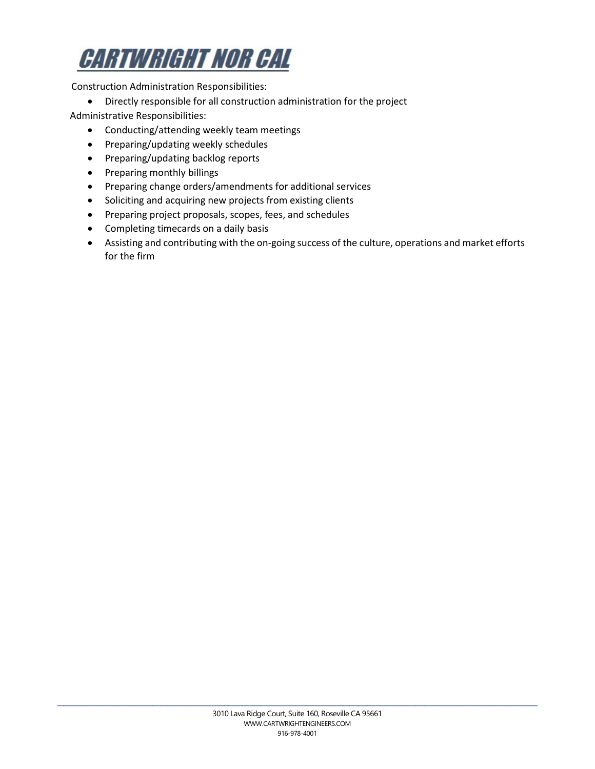Construction Administration Responsibilities:

- Directly responsible for all construction administration for the project

Administrative Responsibilities:

- Conducting/attending weekly team meetings
- Preparing/updating weekly schedules
- Preparing/updating backlog reports
- Preparing monthly billings
- Preparing change orders/amendments for additional services
- Soliciting and acquiring new projects from existing clients
- Preparing project proposals, scopes, fees, and schedules
- Completing timecards on a daily basis
- Assisting and contributing with the on-going success of the culture, operations and market efforts for the firm